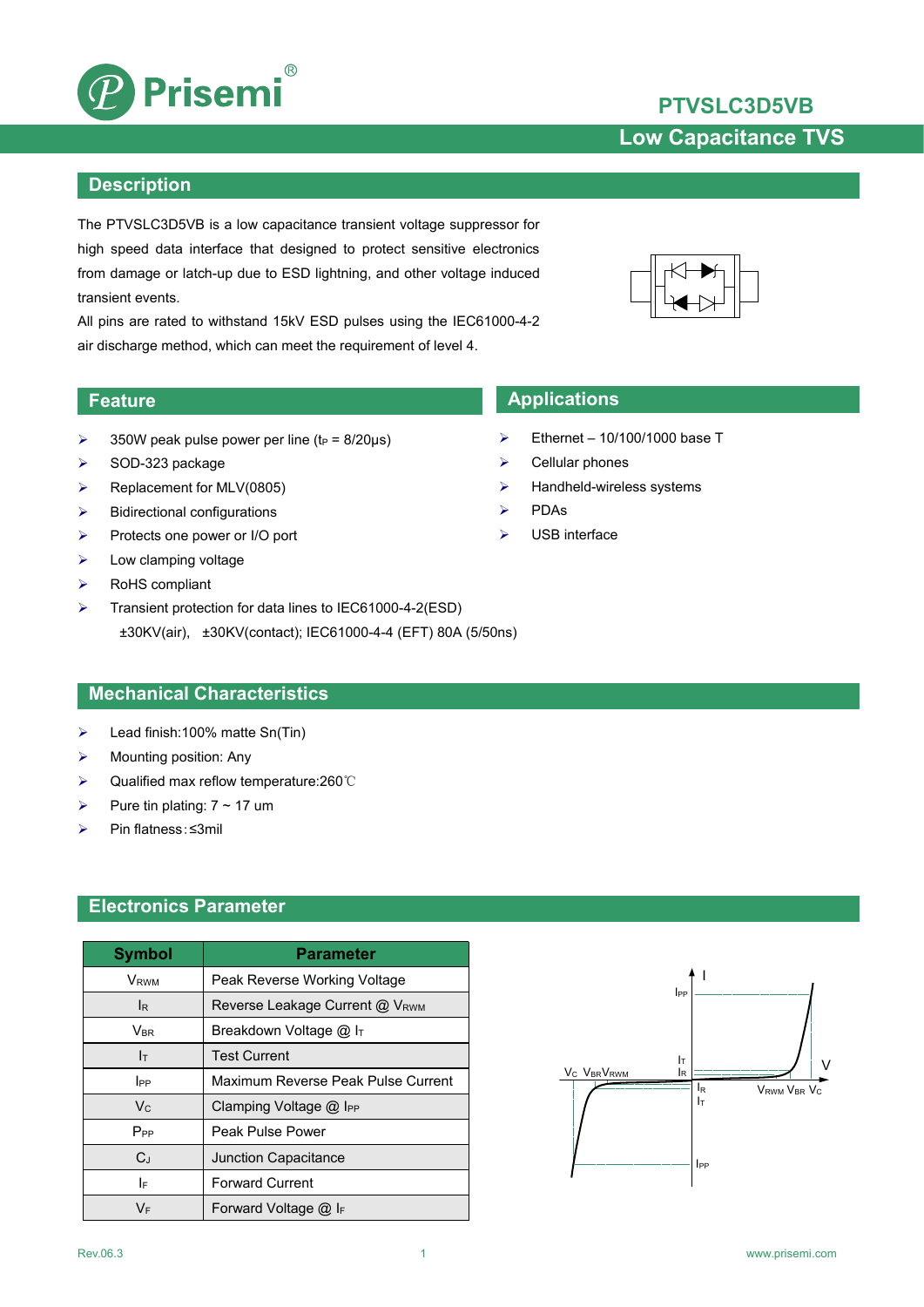# PTVSLC3D5VB

## Low Capacitance TVS

## Description

The PTVSLC3D5VB is a low capacitance transient voltage suppressor for high speed data interface that designed to protect sensitive electronics from damage or latch-up due to ESD lightning, and other voltage induced transient events.

All pins are rated to withstand 15kV ESD pulses using the IEC61000-4-2 air discharge method, which can meet the requirement of level 4.

## Feature

- 350W peak pulse power per line ($t_P$ = 8/20μs)
- SOD-323 package
- Replacement for MLV(0805)
- Bidirectional configurations
- Protects one power or I/O port
- Low clamping voltage
- RoHS compliant
- Transient protection for data lines to IEC61000-4-2(ESD) ±30KV(air), ±30KV(contact); IEC61000-4-4 (EFT) 80A (5/50ns)

## Applications

- Ethernet – 10/100/1000 base T
- Cellular phones
- Handheld-wireless systems
- PDAs
- USB interface

## Mechanical Characteristics

- Lead finish:100% matte Sn(Tin)
- Mounting position: Any
- Qualified max reflow temperature:260℃
- Pure tin plating: 7 ~ 17 um
- Pin flatness:≤3mil

## Electronics Parameter

| Symbol | Parameter |
|---|---|
| $V_{RWM}$ | Peak Reverse Working Voltage |
| $I_R$ | Reverse Leakage Current @ $V_{RWM}$ |
| $V_{BR}$ | Breakdown Voltage @ $I_T$ |
| $I_T$ | Test Current |
| $I_{PP}$ | Maximum Reverse Peak Pulse Current |
| $V_C$ | Clamping Voltage @ $I_{PP}$ |
| $P_{PP}$ | Peak Pulse Power |
| $C_J$ | Junction Capacitance |
| $I_F$ | Forward Current |
| $V_F$ | Forward Voltage @ $I_F$ |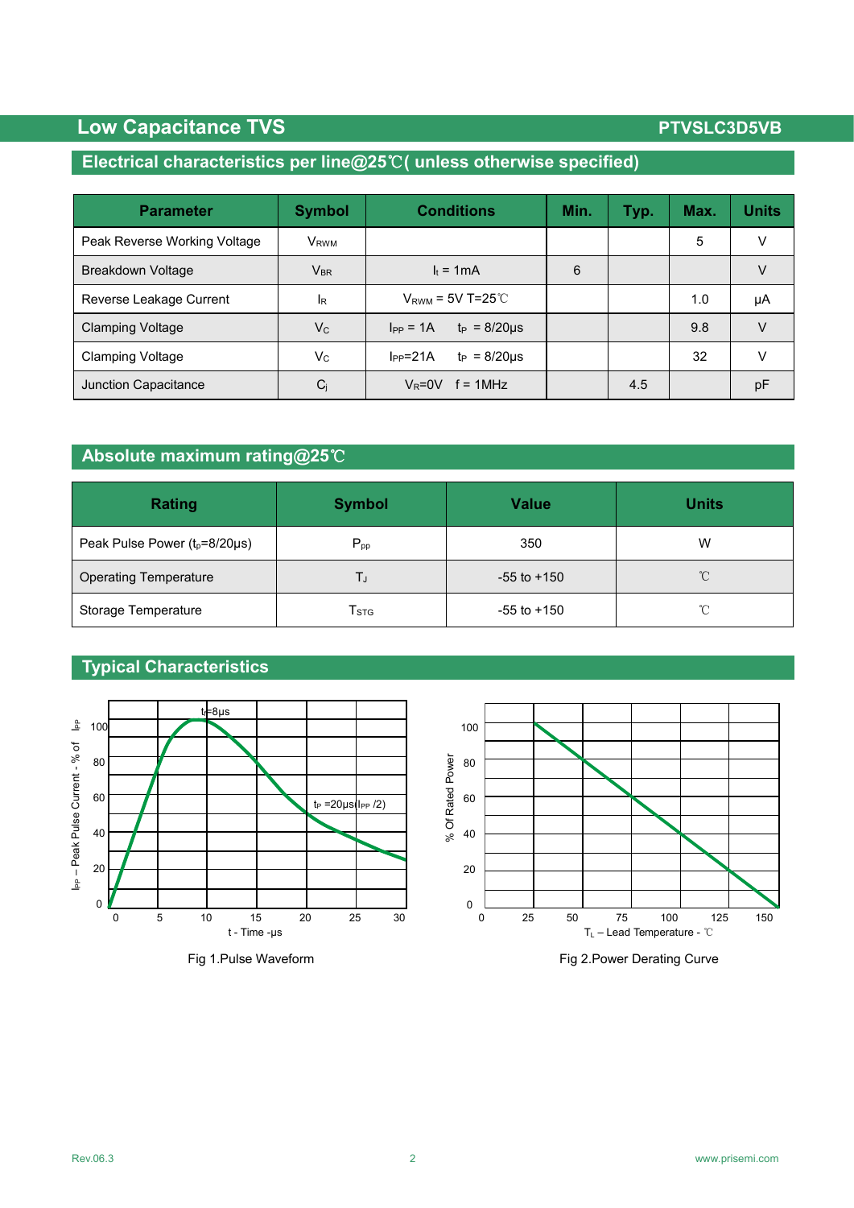## Electrical characteristics per line@25℃( unless otherwise specified)

| Parameter | Symbol | Conditions | Min. | Typ. | Max. | Units |
|---|---|---|---|---|---|---|
| Peak Reverse Working Voltage | $V_{RWM}$ | | | | 5 | V |
| Breakdown Voltage | $V_{BR}$ | $I_t$ = 1mA | 6 | | | V |
| Reverse Leakage Current | $I_R$ | $V_{RWM}$ = 5V T=25℃ | | | 1.0 | μA |
| Clamping Voltage | $V_C$ | $I_{PP}$ = 1A $t_P$ = 8/20μs | | | 9.8 | V |
| Clamping Voltage | $V_C$ | $I_{PP}$=21A $t_P$ = 8/20μs | | | 32 | V |
| Junction Capacitance | $C_j$ | $V_R$=0V f = 1MHz | | 4.5 | | pF |

## Absolute maximum rating@25℃

| Rating | Symbol | Value | Units |
|---|---|---|---|
| Peak Pulse Power ($t_p$=8/20μs) | $P_{pp}$ | 350 | W |
| Operating Temperature | $T_J$ | -55 to +150 | ℃ |
| Storage Temperature | $T_{STG}$ | -55 to +150 | ℃ |

## Typical Characteristics

Fig 1.Pulse Waveform

Fig 2.Power Derating Curve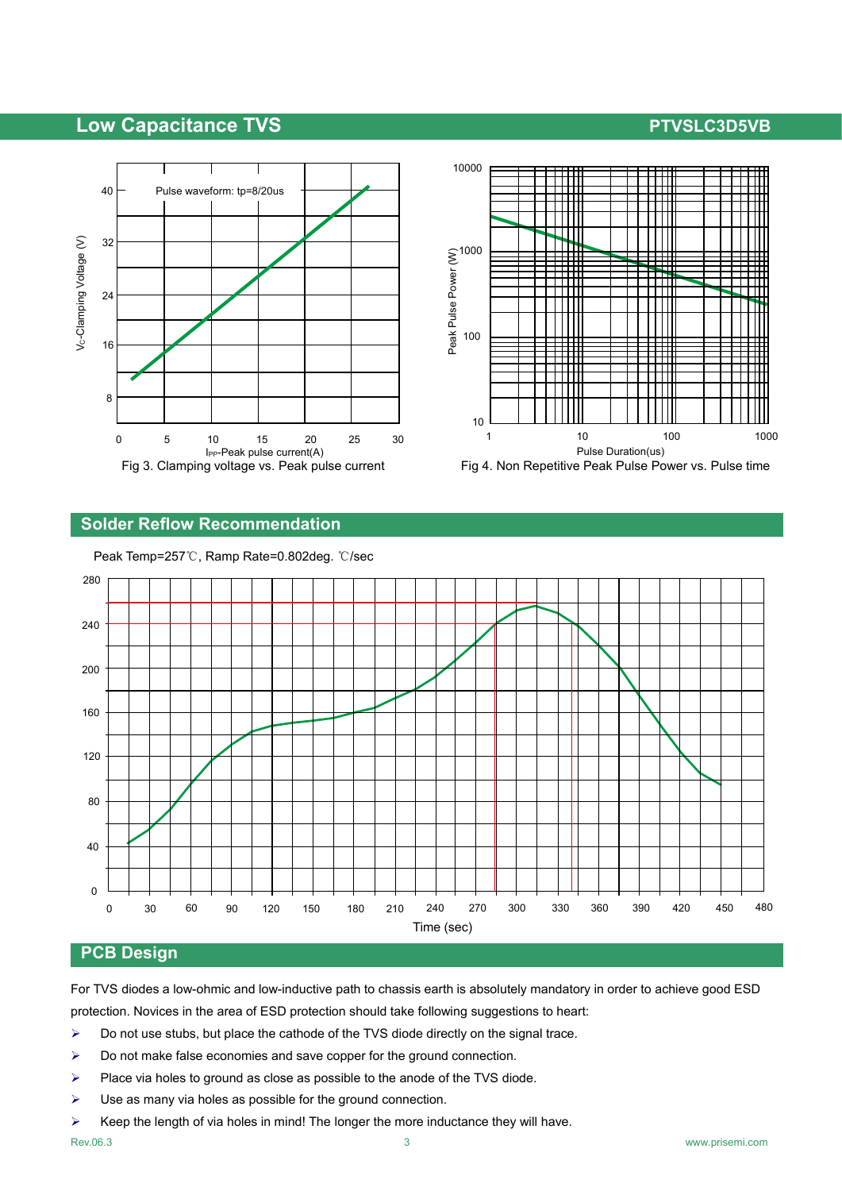Fig 3. Clamping voltage vs. Peak pulse current

Fig 4. Non Repetitive Peak Pulse Power vs. Pulse time

## Solder Reflow Recommendation

Peak Temp=257℃, Ramp Rate=0.802deg. ℃/sec

## PCB Design

For TVS diodes a low-ohmic and low-inductive path to chassis earth is absolutely mandatory in order to achieve good ESD protection. Novices in the area of ESD protection should take following suggestions to heart:

- Do not use stubs, but place the cathode of the TVS diode directly on the signal trace.
- Do not make false economies and save copper for the ground connection.
- Place via holes to ground as close as possible to the anode of the TVS diode.
- Use as many via holes as possible for the ground connection.
- Keep the length of via holes in mind! The longer the more inductance they will have.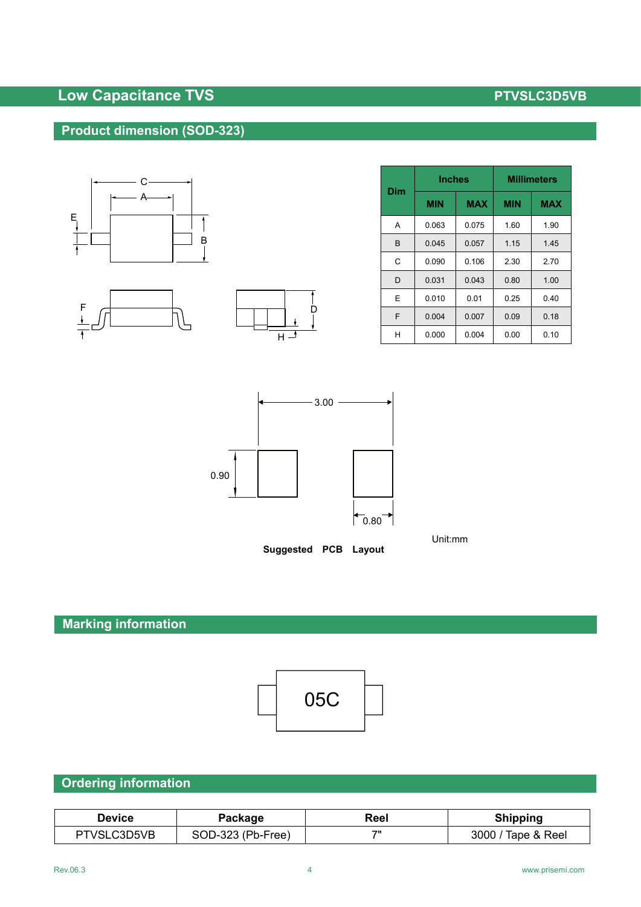## Product dimension (SOD-323)

| Dim | Inches | | Millimeters | |
|---|---|---|---|---|
| | MIN | MAX | MIN | MAX |
| A | 0.063 | 0.075 | 1.60 | 1.90 |
| B | 0.045 | 0.057 | 1.15 | 1.45 |
| C | 0.090 | 0.106 | 2.30 | 2.70 |
| D | 0.031 | 0.043 | 0.80 | 1.00 |
| E | 0.010 | 0.01 | 0.25 | 0.40 |
| F | 0.004 | 0.007 | 0.09 | 0.18 |
| H | 0.000 | 0.004 | 0.00 | 0.10 |

3.00

0.90

0.80

Unit:mm

**Suggested PCB Layout**

## Marking information

05C

## Ordering information

| Device | Package | Reel | Shipping |
|---|---|---|---|
| PTVSLC3D5VB | SOD-323 (Pb-Free) | 7" | 3000 / Tape & Reel |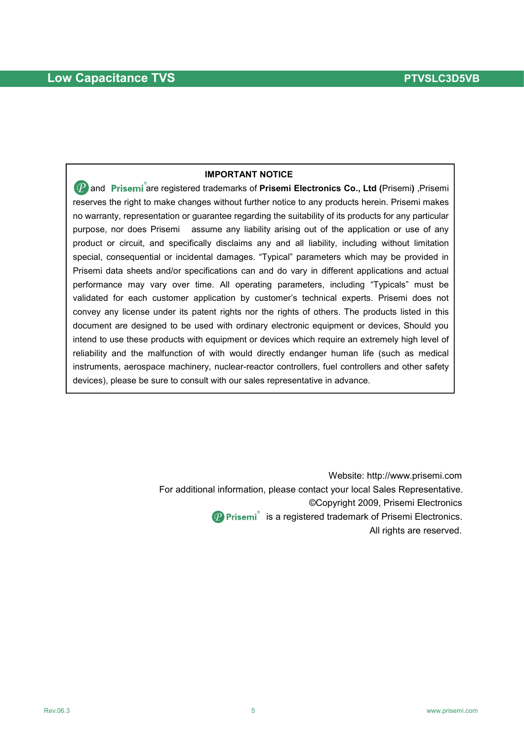## IMPORTANT NOTICE

and Prisemi® are registered trademarks of **Prisemi Electronics Co., Ltd (**Prisemi**)** ,Prisemi reserves the right to make changes without further notice to any products herein. Prisemi makes no warranty, representation or guarantee regarding the suitability of its products for any particular purpose, nor does Prisemi assume any liability arising out of the application or use of any product or circuit, and specifically disclaims any and all liability, including without limitation special, consequential or incidental damages. “Typical” parameters which may be provided in Prisemi data sheets and/or specifications can and do vary in different applications and actual performance may vary over time. All operating parameters, including “Typicals” must be validated for each customer application by customer’s technical experts. Prisemi does not convey any license under its patent rights nor the rights of others. The products listed in this document are designed to be used with ordinary electronic equipment or devices, Should you intend to use these products with equipment or devices which require an extremely high level of reliability and the malfunction of with would directly endanger human life (such as medical instruments, aerospace machinery, nuclear-reactor controllers, fuel controllers and other safety devices), please be sure to consult with our sales representative in advance.

Website: http://www.prisemi.com
For additional information, please contact your local Sales Representative.
©Copyright 2009, Prisemi Electronics
Prisemi® is a registered trademark of Prisemi Electronics.
All rights are reserved.